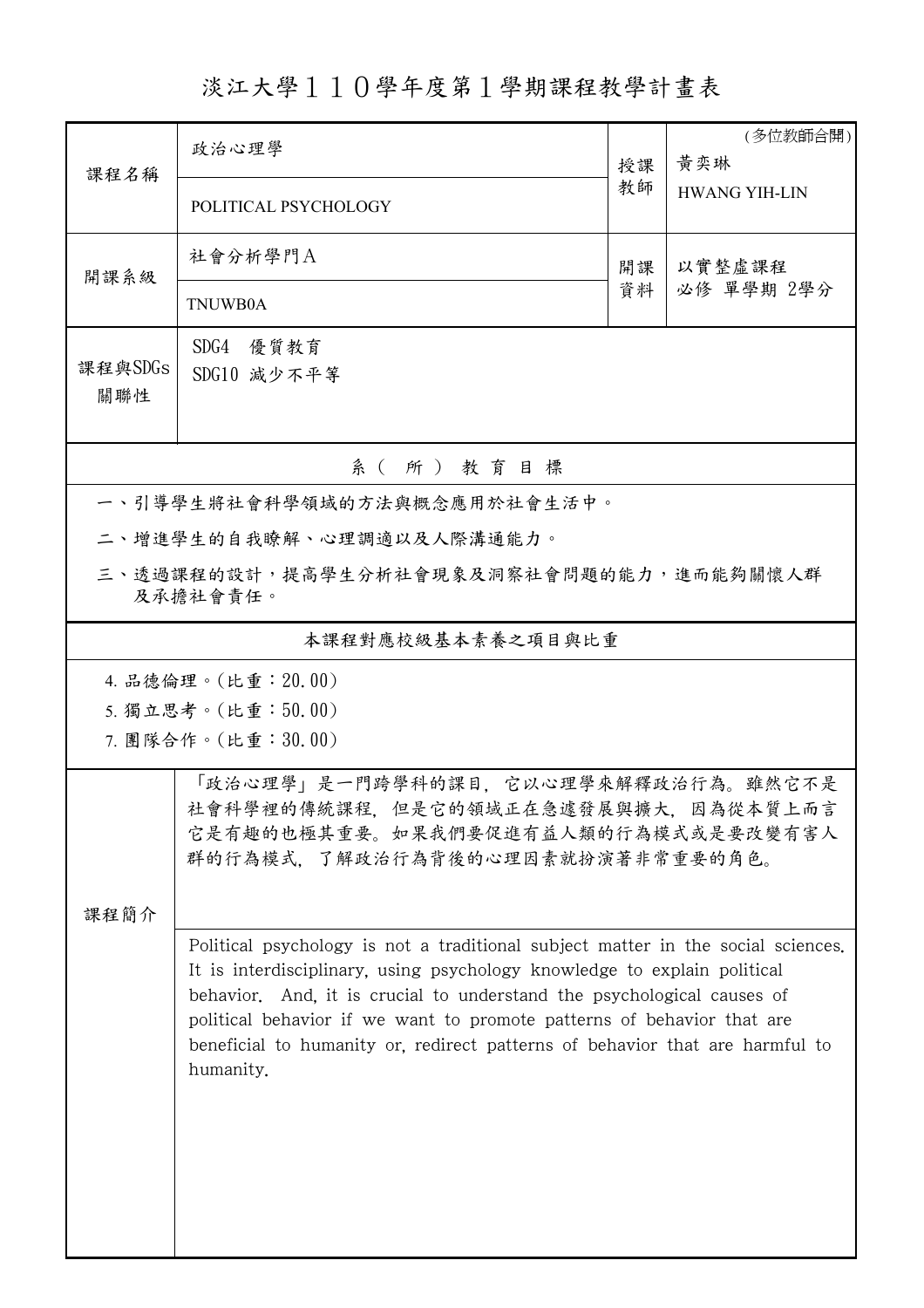# 淡江大學１１０學年度第１學期課程教學計畫表

| 課程名稱 | 政治心理學 | 授課教師 | (多位教師合開) 黃奕琳 |
|---|---|---|---|
| | POLITICAL PSYCHOLOGY | | HWANG YIH-LIN |
| 開課系級 | 社會分析學門A | 開課資料 | 以實整虛課程 必修 單學期 2學分 |
| | TNUWB0A | | |
| 課程與SDGs關聯性 | SDG4 優質教育<br>SDG10 減少不平等 | | |

## 系（所）教育目標

一、引導學生將社會科學領域的方法與概念應用於社會生活中。

二、增進學生的自我瞭解、心理調適以及人際溝通能力。

三、透過課程的設計，提高學生分析社會現象及洞察社會問題的能力，進而能夠關懷人群及承擔社會責任。

## 本課程對應校級基本素養之項目與比重

4. 品德倫理。(比重：20.00)
5. 獨立思考。(比重：50.00)
7. 團隊合作。(比重：30.00)

## 課程簡介

「政治心理學」是一門跨學科的課目，它以心理學來解釋政治行為。雖然它不是社會科學裡的傳統課程，但是它的領域正在急遽發展與擴大，因為從本質上而言它是有趣的也極其重要。如果我們要促進有益人類的行為模式或是要改變有害人群的行為模式，了解政治行為背後的心理因素就扮演著非常重要的角色。

Political psychology is not a traditional subject matter in the social sciences. It is interdisciplinary, using psychology knowledge to explain political behavior. And, it is crucial to understand the psychological causes of political behavior if we want to promote patterns of behavior that are beneficial to humanity or, redirect patterns of behavior that are harmful to humanity.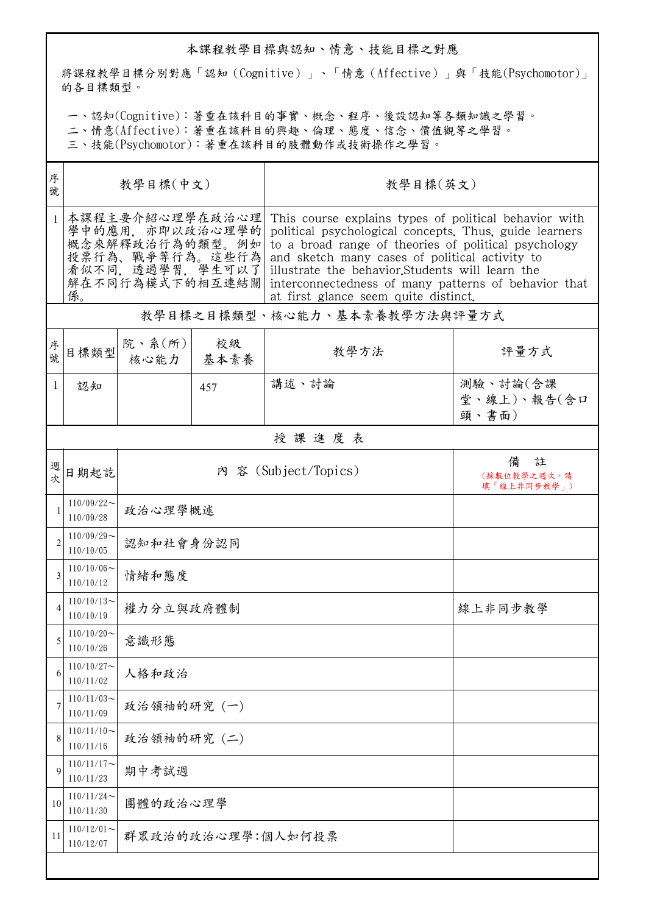本課程教學目標與認知、情意、技能目標之對應

將課程教學目標分別對應「認知（Cognitive）」、「情意（Affective）」與「技能(Psychomotor)」的各目標類型。

一、認知(Cognitive)：著重在該科目的事實、概念、程序、後設認知等各類知識之學習。
二、情意(Affective)：著重在該科目的興趣、倫理、態度、信念、價值觀等之學習。
三、技能(Psychomotor)：著重在該科目的肢體動作或技術操作之學習。

| 序號 | 教學目標(中文) | 教學目標(英文) |
|---|---|---|
| 1 | 本課程主要介紹心理學在政治心理學中的應用，亦即以政治心理學的概念來解釋政治行為的類型。例如投票行為、戰爭等行為。這些行為看似不同，透過學習，學生可以了解在不同行為模式下的相互連結關係。 | This course explains types of political behavior with political psychological concepts. Thus, guide learners to a broad range of theories of political psychology and sketch many cases of political activity to illustrate the behavior.Students will learn the interconnectedness of many patterns of behavior that at first glance seem quite distinct. |

教學目標之目標類型、核心能力、基本素養教學方法與評量方式

| 序號 | 目標類型 | 院、系(所)核心能力 | 校級基本素養 | 教學方法 | 評量方式 |
|---|---|---|---|---|---|
| 1 | 認知 |  | 457 | 講述、討論 | 測驗、討論(含課堂、線上)、報告(含口頭、書面) |

授 課 進 度 表

| 週次 | 日期起訖 | 內 容 (Subject/Topics) | 備 註（採數位教學之週次，請填「線上非同步教學」） |
|---|---|---|---|
| 1 | 110/09/22～110/09/28 | 政治心理學概述 |  |
| 2 | 110/09/29～110/10/05 | 認知和社會身份認同 |  |
| 3 | 110/10/06～110/10/12 | 情緒和態度 |  |
| 4 | 110/10/13～110/10/19 | 權力分立與政府體制 | 線上非同步教學 |
| 5 | 110/10/20～110/10/26 | 意識形態 |  |
| 6 | 110/10/27～110/11/02 | 人格和政治 |  |
| 7 | 110/11/03～110/11/09 | 政治領袖的研究 (一) |  |
| 8 | 110/11/10～110/11/16 | 政治領袖的研究 (二) |  |
| 9 | 110/11/17～110/11/23 | 期中考試週 |  |
| 10 | 110/11/24～110/11/30 | 團體的政治心理學 |  |
| 11 | 110/12/01～110/12/07 | 群眾政治的政治心理學:個人如何投票 |  |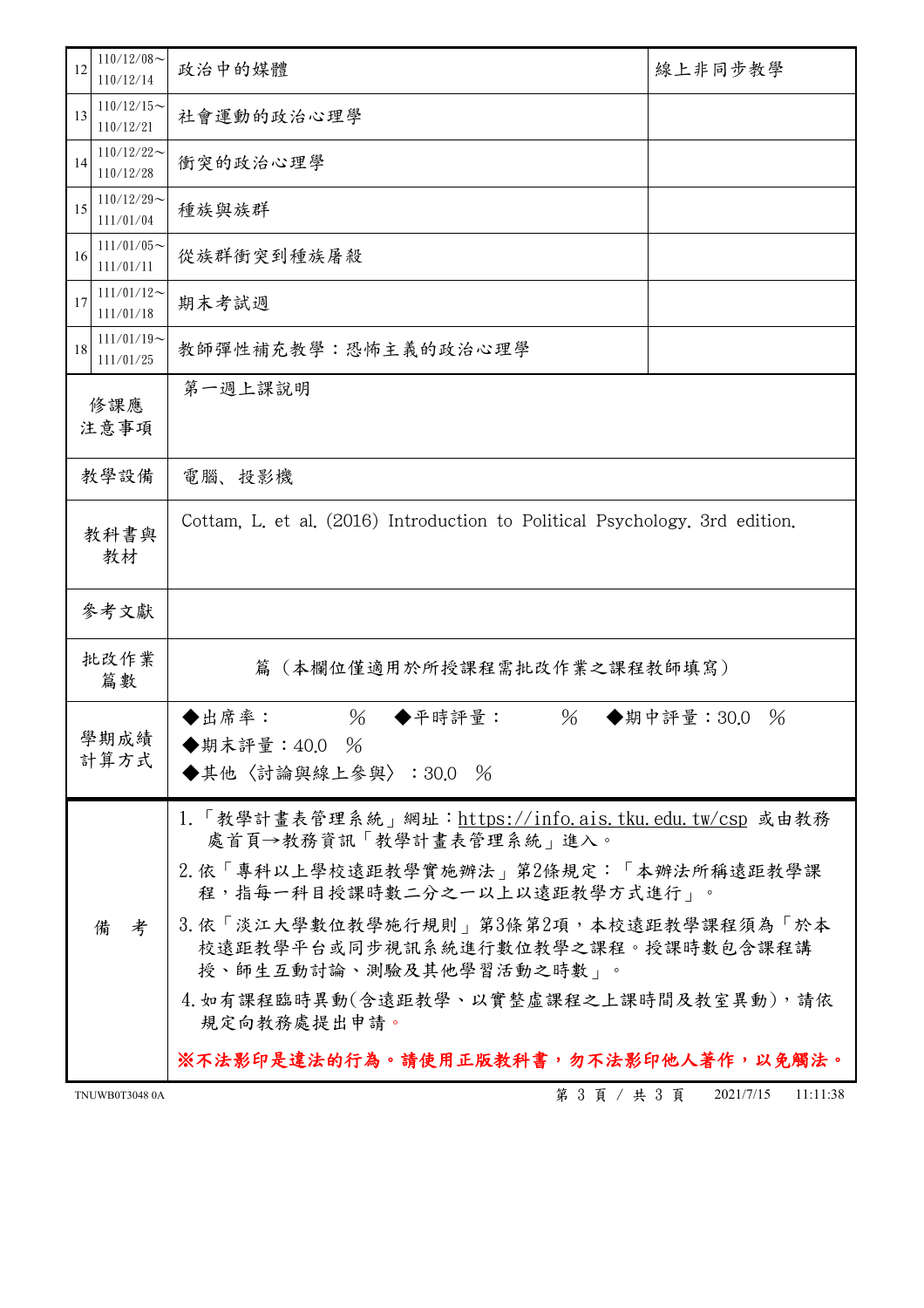| | | | |
|---|---|---|---|
| 12 | 110/12/08～<br>110/12/14 | 政治中的媒體 | 線上非同步教學 |
| 13 | 110/12/15～<br>110/12/21 | 社會運動的政治心理學 | |
| 14 | 110/12/22～<br>110/12/28 | 衝突的政治心理學 | |
| 15 | 110/12/29～<br>111/01/04 | 種族與族群 | |
| 16 | 111/01/05～<br>111/01/11 | 從族群衝突到種族屠殺 | |
| 17 | 111/01/12～<br>111/01/18 | 期末考試週 | |
| 18 | 111/01/19～<br>111/01/25 | 教師彈性補充教學：恐怖主義的政治心理學 | |

| | |
|---|---|
| 修課應注意事項 | 第一週上課說明 |
| 教學設備 | 電腦、投影機 |
| 教科書與教材 | Cottam, L. et al. (2016) Introduction to Political Psychology. 3rd edition. |
| 參考文獻 | |
| 批改作業篇數 | 篇（本欄位僅適用於所授課程需批改作業之課程教師填寫） |
| 學期成績計算方式 | ◆出席率：　　％　◆平時評量：　　％　◆期中評量：30.0　％<br>◆期末評量：40.0　％<br>◆其他〈討論與線上參與〉：30.0　％ |
| 備　考 | 1.「教學計畫表管理系統」網址：https://info.ais.tku.edu.tw/csp 或由教務處首頁→教務資訊「教學計畫表管理系統」進入。<br>2.依「專科以上學校遠距教學實施辦法」第2條規定：「本辦法所稱遠距教學課程，指每一科目授課時數二分之一以上以遠距教學方式進行」。<br>3.依「淡江大學數位教學施行規則」第3條第2項，本校遠距教學課程須為「於本校遠距教學平台或同步視訊系統進行數位教學之課程。授課時數包含課程講授、師生互動討論、測驗及其他學習活動之時數」。<br>4.如有課程臨時異動(含遠距教學、以實整虛課程之上課時間及教室異動)，請依規定向教務處提出申請。<br>**※不法影印是違法的行為。請使用正版教科書，勿不法影印他人著作，以免觸法。** |

TNUWB0T3048 0A　　2021/7/15　11:11:38